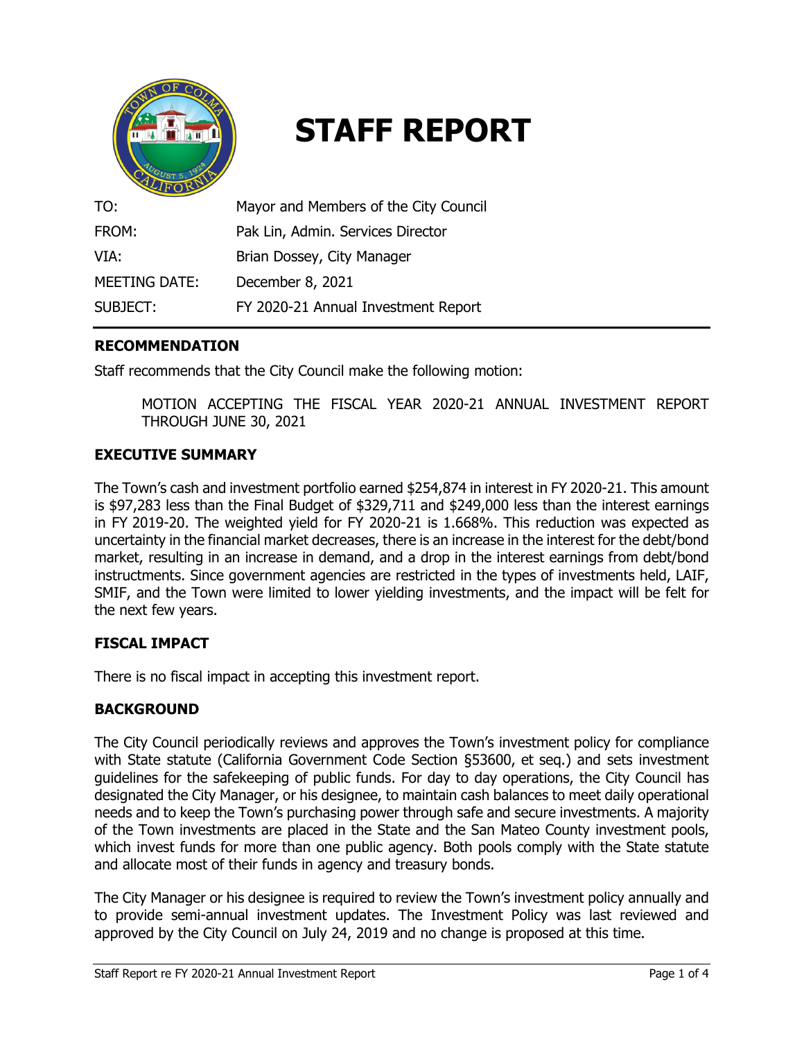# STAFF REPORT

| | |
|---|---|
| TO: | Mayor and Members of the City Council |
| FROM: | Pak Lin, Admin. Services Director |
| VIA: | Brian Dossey, City Manager |
| MEETING DATE: | December 8, 2021 |
| SUBJECT: | FY 2020-21 Annual Investment Report |

## RECOMMENDATION

Staff recommends that the City Council make the following motion:

> MOTION ACCEPTING THE FISCAL YEAR 2020-21 ANNUAL INVESTMENT REPORT THROUGH JUNE 30, 2021

## EXECUTIVE SUMMARY

The Town's cash and investment portfolio earned $254,874 in interest in FY 2020-21. This amount is $97,283 less than the Final Budget of $329,711 and $249,000 less than the interest earnings in FY 2019-20. The weighted yield for FY 2020-21 is 1.668%. This reduction was expected as uncertainty in the financial market decreases, there is an increase in the interest for the debt/bond market, resulting in an increase in demand, and a drop in the interest earnings from debt/bond instructments. Since government agencies are restricted in the types of investments held, LAIF, SMIF, and the Town were limited to lower yielding investments, and the impact will be felt for the next few years.

## FISCAL IMPACT

There is no fiscal impact in accepting this investment report.

## BACKGROUND

The City Council periodically reviews and approves the Town's investment policy for compliance with State statute (California Government Code Section §53600, et seq.) and sets investment guidelines for the safekeeping of public funds. For day to day operations, the City Council has designated the City Manager, or his designee, to maintain cash balances to meet daily operational needs and to keep the Town's purchasing power through safe and secure investments. A majority of the Town investments are placed in the State and the San Mateo County investment pools, which invest funds for more than one public agency. Both pools comply with the State statute and allocate most of their funds in agency and treasury bonds.

The City Manager or his designee is required to review the Town's investment policy annually and to provide semi-annual investment updates. The Investment Policy was last reviewed and approved by the City Council on July 24, 2019 and no change is proposed at this time.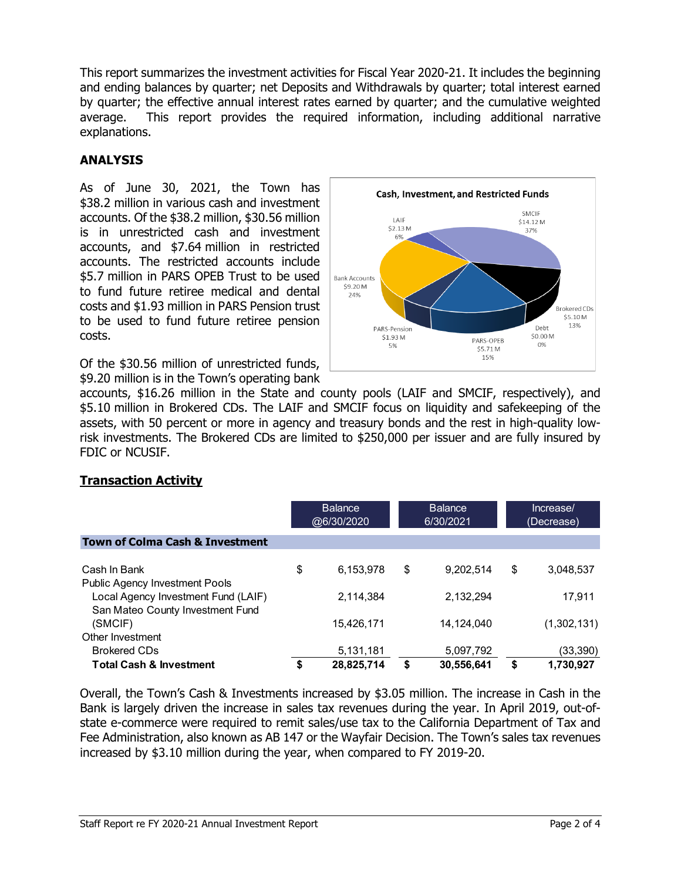This report summarizes the investment activities for Fiscal Year 2020-21. It includes the beginning and ending balances by quarter; net Deposits and Withdrawals by quarter; total interest earned by quarter; the effective annual interest rates earned by quarter; and the cumulative weighted average. This report provides the required information, including additional narrative explanations.

## ANALYSIS

As of June 30, 2021, the Town has \$38.2 million in various cash and investment accounts. Of the \$38.2 million, \$30.56 million is in unrestricted cash and investment accounts, and \$7.64 million in restricted accounts. The restricted accounts include \$5.7 million in PARS OPEB Trust to be used to fund future retiree medical and dental costs and \$1.93 million in PARS Pension trust to be used to fund future retiree pension costs.

**Cash, Investment, and Restricted Funds**

| Category | Amount | Percent |
|---|---|---|
| SMCIF | \$14.12 M | 37% |
| Brokered CDs | \$5.10 M | 13% |
| Debt | \$0.00 M | 0% |
| PARS-OPEB | \$5.71 M | 15% |
| PARS-Pension | \$1.93 M | 5% |
| Bank Accounts | \$9.20 M | 24% |
| LAIF | \$2.13 M | 6% |

Of the \$30.56 million of unrestricted funds, \$9.20 million is in the Town's operating bank accounts, \$16.26 million in the State and county pools (LAIF and SMCIF, respectively), and \$5.10 million in Brokered CDs. The LAIF and SMCIF focus on liquidity and safekeeping of the assets, with 50 percent or more in agency and treasury bonds and the rest in high-quality low-risk investments. The Brokered CDs are limited to \$250,000 per issuer and are fully insured by FDIC or NCUSIF.

## Transaction Activity

| | Balance @6/30/2020 | Balance 6/30/2021 | Increase/ (Decrease) |
|---|---|---|---|
| **Town of Colma Cash & Investment** | | | |
| Cash In Bank | \$ 6,153,978 | \$ 9,202,514 | \$ 3,048,537 |
| Public Agency Investment Pools | | | |
| Local Agency Investment Fund (LAIF) | 2,114,384 | 2,132,294 | 17,911 |
| San Mateo County Investment Fund (SMCIF) | 15,426,171 | 14,124,040 | (1,302,131) |
| Other Investment | | | |
| Brokered CDs | 5,131,181 | 5,097,792 | (33,390) |
| **Total Cash & Investment** | **\$ 28,825,714** | **\$ 30,556,641** | **\$ 1,730,927** |

Overall, the Town's Cash & Investments increased by \$3.05 million. The increase in Cash in the Bank is largely driven the increase in sales tax revenues during the year. In April 2019, out-of-state e-commerce were required to remit sales/use tax to the California Department of Tax and Fee Administration, also known as AB 147 or the Wayfair Decision. The Town's sales tax revenues increased by \$3.10 million during the year, when compared to FY 2019-20.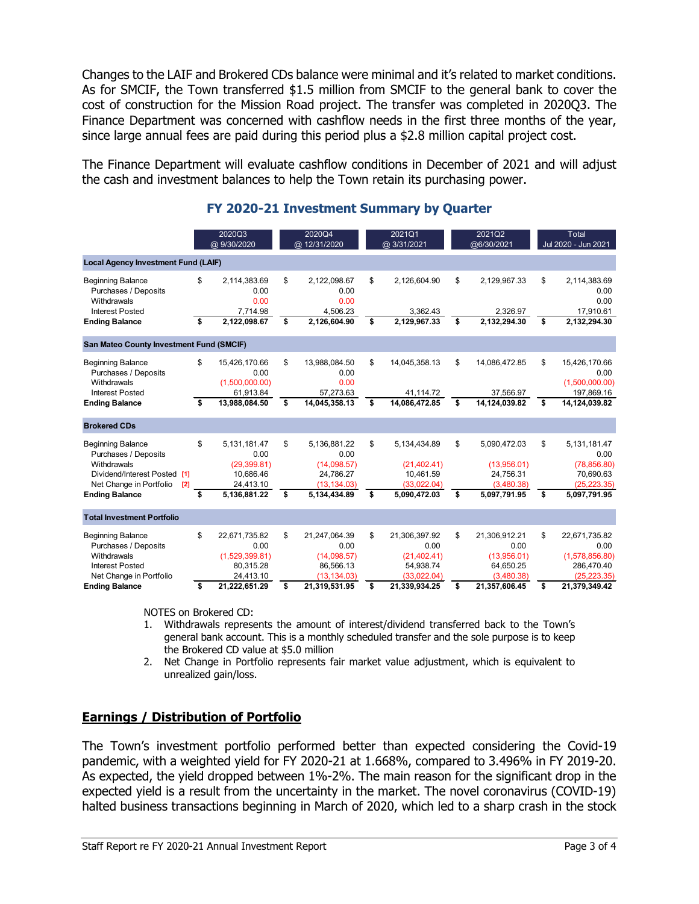Changes to the LAIF and Brokered CDs balance were minimal and it's related to market conditions. As for SMCIF, the Town transferred $1.5 million from SMCIF to the general bank to cover the cost of construction for the Mission Road project. The transfer was completed in 2020Q3. The Finance Department was concerned with cashflow needs in the first three months of the year, since large annual fees are paid during this period plus a $2.8 million capital project cost.

The Finance Department will evaluate cashflow conditions in December of 2021 and will adjust the cash and investment balances to help the Town retain its purchasing power.

## FY 2020-21 Investment Summary by Quarter

| | 2020Q3 @ 9/30/2020 | 2020Q4 @ 12/31/2020 | 2021Q1 @ 3/31/2021 | 2021Q2 @6/30/2021 | Total Jul 2020 - Jun 2021 |
|---|---|---|---|---|---|
| **Local Agency Investment Fund (LAIF)** | | | | | |
| Beginning Balance | $ 2,114,383.69 | $ 2,122,098.67 | $ 2,126,604.90 | $ 2,129,967.33 | $ 2,114,383.69 |
| Purchases / Deposits | 0.00 | 0.00 | | | 0.00 |
| Withdrawals | 0.00 | 0.00 | | | 0.00 |
| Interest Posted | 7,714.98 | 4,506.23 | 3,362.43 | 2,326.97 | 17,910.61 |
| **Ending Balance** | **$ 2,122,098.67** | **$ 2,126,604.90** | **$ 2,129,967.33** | **$ 2,132,294.30** | **$ 2,132,294.30** |
| **San Mateo County Investment Fund (SMCIF)** | | | | | |
| Beginning Balance | $ 15,426,170.66 | $ 13,988,084.50 | $ 14,045,358.13 | $ 14,086,472.85 | $ 15,426,170.66 |
| Purchases / Deposits | 0.00 | 0.00 | | | 0.00 |
| Withdrawals | (1,500,000.00) | 0.00 | | | (1,500,000.00) |
| Interest Posted | 61,913.84 | 57,273.63 | 41,114.72 | 37,566.97 | 197,869.16 |
| **Ending Balance** | **$ 13,988,084.50** | **$ 14,045,358.13** | **$ 14,086,472.85** | **$ 14,124,039.82** | **$ 14,124,039.82** |
| **Brokered CDs** | | | | | |
| Beginning Balance | $ 5,131,181.47 | $ 5,136,881.22 | $ 5,134,434.89 | $ 5,090,472.03 | $ 5,131,181.47 |
| Purchases / Deposits | 0.00 | 0.00 | | | 0.00 |
| Withdrawals | (29,399.81) | (14,098.57) | (21,402.41) | (13,956.01) | (78,856.80) |
| Dividend/Interest Posted [1] | 10,686.46 | 24,786.27 | 10,461.59 | 24,756.31 | 70,690.63 |
| Net Change in Portfolio [2] | 24,413.10 | (13,134.03) | (33,022.04) | (3,480.38) | (25,223.35) |
| **Ending Balance** | **$ 5,136,881.22** | **$ 5,134,434.89** | **$ 5,090,472.03** | **$ 5,097,791.95** | **$ 5,097,791.95** |
| **Total Investment Portfolio** | | | | | |
| Beginning Balance | $ 22,671,735.82 | $ 21,247,064.39 | $ 21,306,397.92 | $ 21,306,912.21 | $ 22,671,735.82 |
| Purchases / Deposits | 0.00 | 0.00 | 0.00 | 0.00 | 0.00 |
| Withdrawals | (1,529,399.81) | (14,098.57) | (21,402.41) | (13,956.01) | (1,578,856.80) |
| Interest Posted | 80,315.28 | 86,566.13 | 54,938.74 | 64,650.25 | 286,470.40 |
| Net Change in Portfolio | 24,413.10 | (13,134.03) | (33,022.04) | (3,480.38) | (25,223.35) |
| **Ending Balance** | **$ 21,222,651.29** | **$ 21,319,531.95** | **$ 21,339,934.25** | **$ 21,357,606.45** | **$ 21,379,349.42** |

NOTES on Brokered CD:

1. Withdrawals represents the amount of interest/dividend transferred back to the Town's general bank account. This is a monthly scheduled transfer and the sole purpose is to keep the Brokered CD value at $5.0 million
2. Net Change in Portfolio represents fair market value adjustment, which is equivalent to unrealized gain/loss.

## Earnings / Distribution of Portfolio

The Town's investment portfolio performed better than expected considering the Covid-19 pandemic, with a weighted yield for FY 2020-21 at 1.668%, compared to 3.496% in FY 2019-20. As expected, the yield dropped between 1%-2%. The main reason for the significant drop in the expected yield is a result from the uncertainty in the market. The novel coronavirus (COVID-19) halted business transactions beginning in March of 2020, which led to a sharp crash in the stock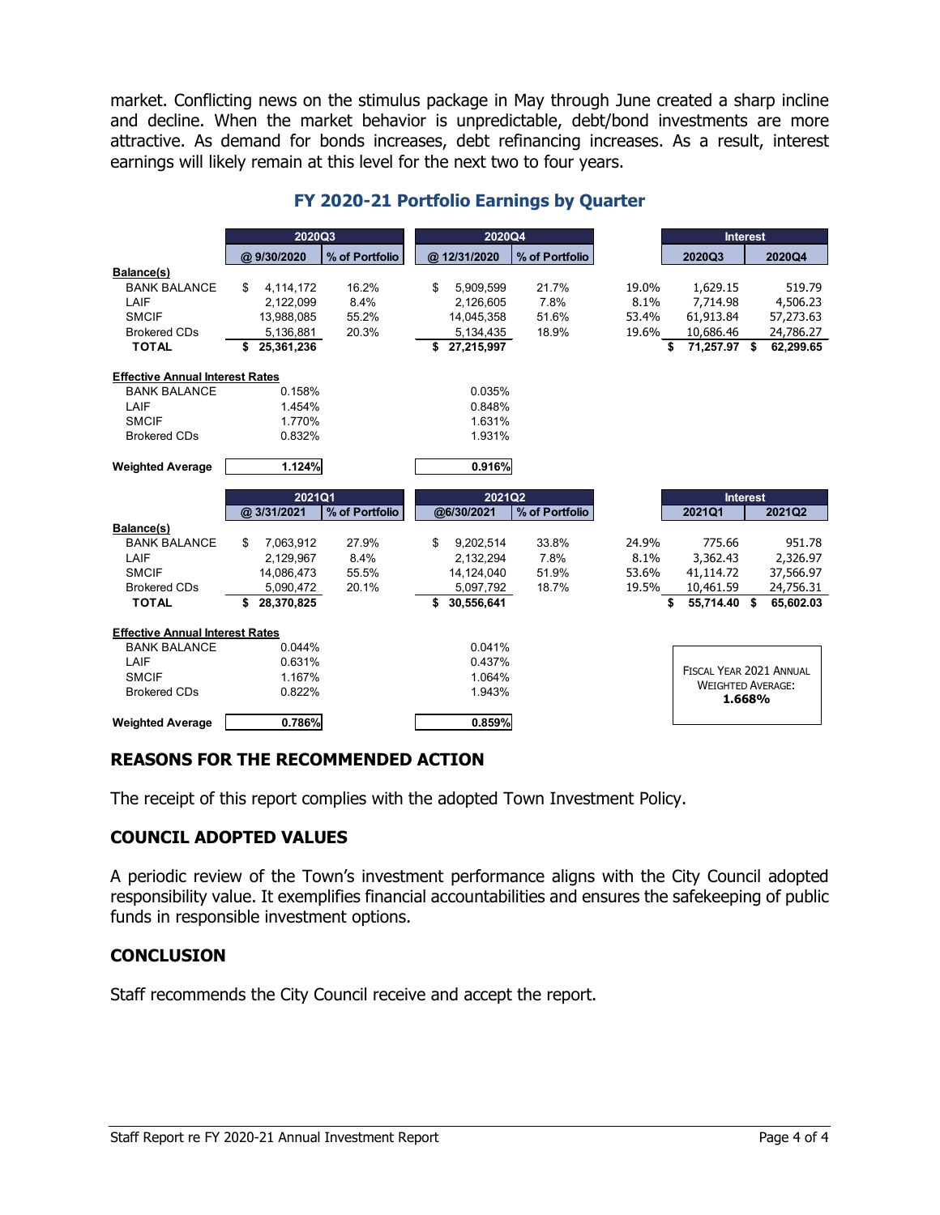market. Conflicting news on the stimulus package in May through June created a sharp incline and decline. When the market behavior is unpredictable, debt/bond investments are more attractive. As demand for bonds increases, debt refinancing increases. As a result, interest earnings will likely remain at this level for the next two to four years.

## FY 2020-21 Portfolio Earnings by Quarter

| | 2020Q3 | | 2020Q4 | | | Interest | |
|---|---|---|---|---|---|---|---|
| | @ 9/30/2020 | % of Portfolio | @ 12/31/2020 | % of Portfolio | | 2020Q3 | 2020Q4 |
| **Balance(s)** | | | | | | | |
| BANK BALANCE | $ 4,114,172 | 16.2% | $ 5,909,599 | 21.7% | 19.0% | 1,629.15 | 519.79 |
| LAIF | 2,122,099 | 8.4% | 2,126,605 | 7.8% | 8.1% | 7,714.98 | 4,506.23 |
| SMCIF | 13,988,085 | 55.2% | 14,045,358 | 51.6% | 53.4% | 61,913.84 | 57,273.63 |
| Brokered CDs | 5,136,881 | 20.3% | 5,134,435 | 18.9% | 19.6% | 10,686.46 | 24,786.27 |
| **TOTAL** | **$ 25,361,236** | | **$ 27,215,997** | | | **$ 71,257.97** | **$ 62,299.65** |
| **Effective Annual Interest Rates** | | | | | | | |
| BANK BALANCE | 0.158% | | 0.035% | | | | |
| LAIF | 1.454% | | 0.848% | | | | |
| SMCIF | 1.770% | | 1.631% | | | | |
| Brokered CDs | 0.832% | | 1.931% | | | | |
| **Weighted Average** | **1.124%** | | **0.916%** | | | | |

| | 2021Q1 | | 2021Q2 | | | Interest | |
|---|---|---|---|---|---|---|---|
| | @ 3/31/2021 | % of Portfolio | @6/30/2021 | % of Portfolio | | 2021Q1 | 2021Q2 |
| **Balance(s)** | | | | | | | |
| BANK BALANCE | $ 7,063,912 | 27.9% | $ 9,202,514 | 33.8% | 24.9% | 775.66 | 951.78 |
| LAIF | 2,129,967 | 8.4% | 2,132,294 | 7.8% | 8.1% | 3,362.43 | 2,326.97 |
| SMCIF | 14,086,473 | 55.5% | 14,124,040 | 51.9% | 53.6% | 41,114.72 | 37,566.97 |
| Brokered CDs | 5,090,472 | 20.1% | 5,097,792 | 18.7% | 19.5% | 10,461.59 | 24,756.31 |
| **TOTAL** | **$ 28,370,825** | | **$ 30,556,641** | | | **$ 55,714.40** | **$ 65,602.03** |
| **Effective Annual Interest Rates** | | | | | | | |
| BANK BALANCE | 0.044% | | 0.041% | | | | |
| LAIF | 0.631% | | 0.437% | | | | |
| SMCIF | 1.167% | | 1.064% | | | | |
| Brokered CDs | 0.822% | | 1.943% | | | | |
| **Weighted Average** | **0.786%** | | **0.859%** | | | | |

FISCAL YEAR 2021 ANNUAL WEIGHTED AVERAGE: **1.668%**

## REASONS FOR THE RECOMMENDED ACTION

The receipt of this report complies with the adopted Town Investment Policy.

## COUNCIL ADOPTED VALUES

A periodic review of the Town's investment performance aligns with the City Council adopted responsibility value. It exemplifies financial accountabilities and ensures the safekeeping of public funds in responsible investment options.

## CONCLUSION

Staff recommends the City Council receive and accept the report.